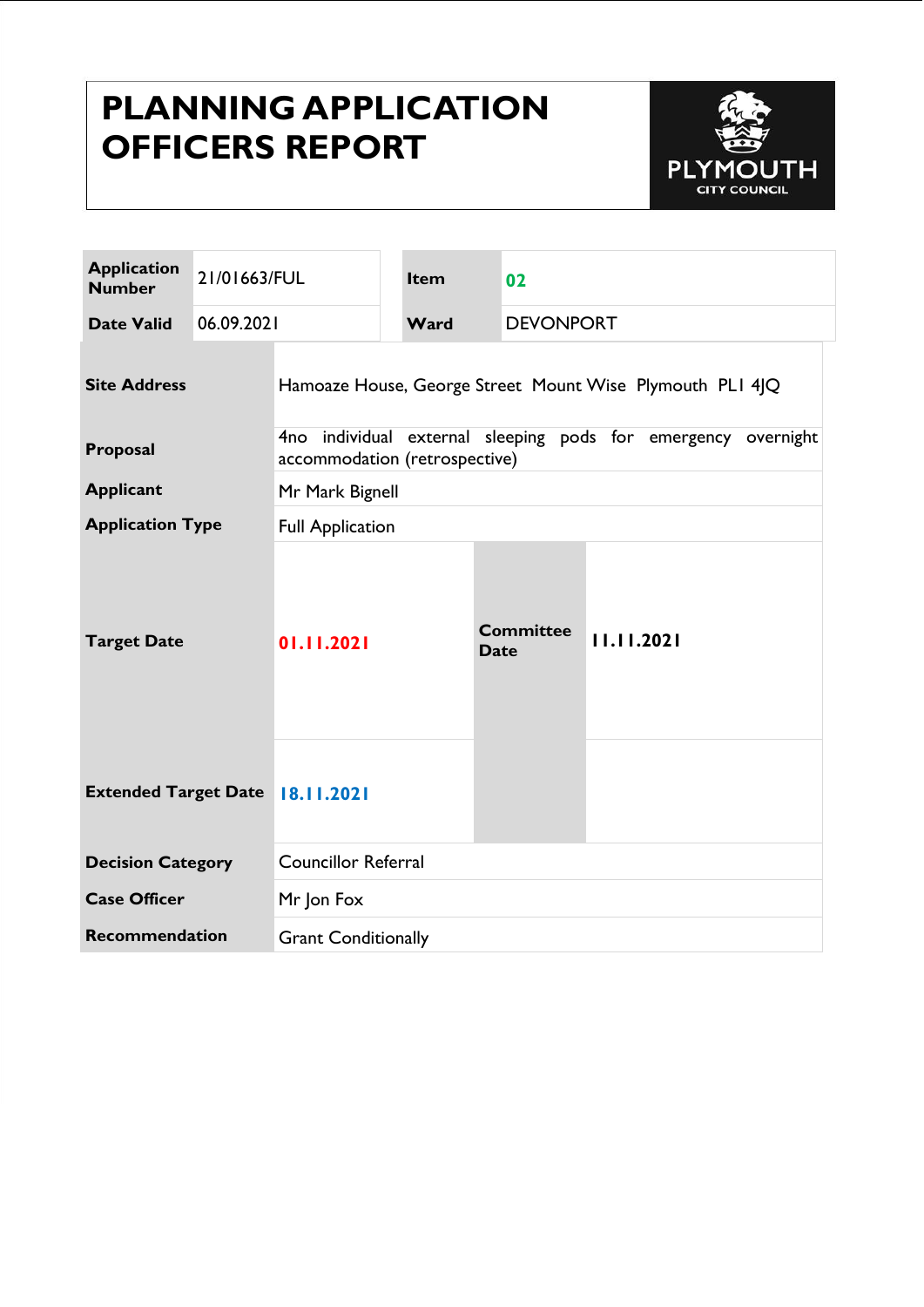# PLANNING APPLICATION OFFICERS REPORT

PLYMOUTH CITY COUNCIL

| Application Number | 21/01663/FUL | Item | 02 |
|---|---|---|---|
| Date Valid | 06.09.2021 | Ward | DEVONPORT |

| | | | |
|---|---|---|---|
| **Site Address** | Hamoaze House, George Street Mount Wise Plymouth PL1 4JQ | | |
| **Proposal** | 4no individual external sleeping pods for emergency overnight accommodation (retrospective) | | |
| **Applicant** | Mr Mark Bignell | | |
| **Application Type** | Full Application | | |
| **Target Date** | 01.11.2021 | **Committee Date** | 11.11.2021 |
| **Extended Target Date** | 18.11.2021 | | |
| **Decision Category** | Councillor Referral | | |
| **Case Officer** | Mr Jon Fox | | |
| **Recommendation** | Grant Conditionally | | |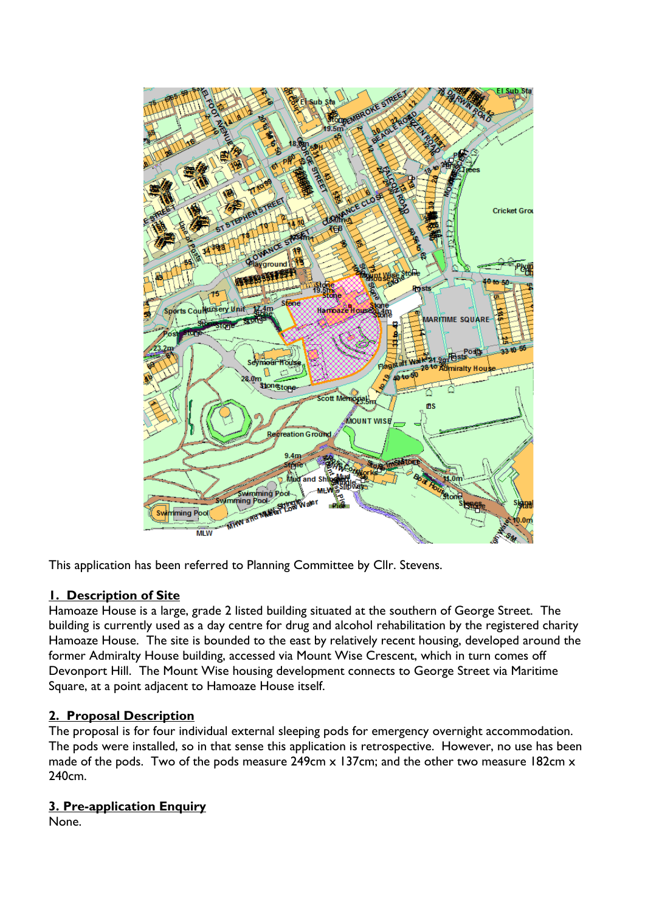This application has been referred to Planning Committee by Cllr. Stevens.

## 1. Description of Site

Hamoaze House is a large, grade 2 listed building situated at the southern of George Street. The building is currently used as a day centre for drug and alcohol rehabilitation by the registered charity Hamoaze House. The site is bounded to the east by relatively recent housing, developed around the former Admiralty House building, accessed via Mount Wise Crescent, which in turn comes off Devonport Hill. The Mount Wise housing development connects to George Street via Maritime Square, at a point adjacent to Hamoaze House itself.

## 2. Proposal Description

The proposal is for four individual external sleeping pods for emergency overnight accommodation. The pods were installed, so in that sense this application is retrospective. However, no use has been made of the pods. Two of the pods measure 249cm x 137cm; and the other two measure 182cm x 240cm.

## 3. Pre-application Enquiry

None.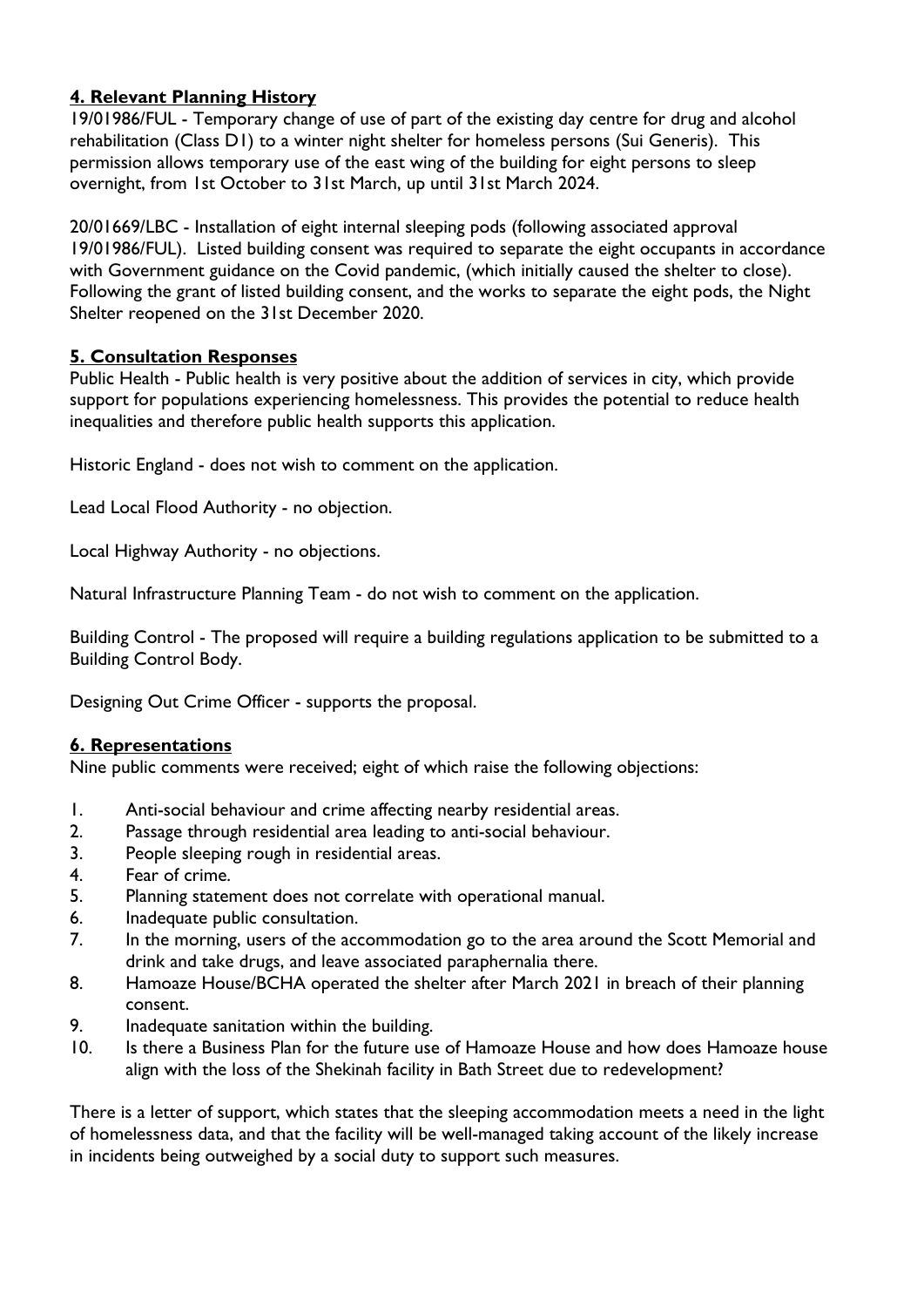## **4. Relevant Planning History**

19/01986/FUL - Temporary change of use of part of the existing day centre for drug and alcohol rehabilitation (Class D1) to a winter night shelter for homeless persons (Sui Generis). This permission allows temporary use of the east wing of the building for eight persons to sleep overnight, from 1st October to 31st March, up until 31st March 2024.

20/01669/LBC - Installation of eight internal sleeping pods (following associated approval 19/01986/FUL). Listed building consent was required to separate the eight occupants in accordance with Government guidance on the Covid pandemic, (which initially caused the shelter to close). Following the grant of listed building consent, and the works to separate the eight pods, the Night Shelter reopened on the 31st December 2020.

## **5. Consultation Responses**

Public Health - Public health is very positive about the addition of services in city, which provide support for populations experiencing homelessness. This provides the potential to reduce health inequalities and therefore public health supports this application.

Historic England - does not wish to comment on the application.

Lead Local Flood Authority - no objection.

Local Highway Authority - no objections.

Natural Infrastructure Planning Team - do not wish to comment on the application.

Building Control - The proposed will require a building regulations application to be submitted to a Building Control Body.

Designing Out Crime Officer - supports the proposal.

## **6. Representations**

Nine public comments were received; eight of which raise the following objections:

1. Anti-social behaviour and crime affecting nearby residential areas.
2. Passage through residential area leading to anti-social behaviour.
3. People sleeping rough in residential areas.
4. Fear of crime.
5. Planning statement does not correlate with operational manual.
6. Inadequate public consultation.
7. In the morning, users of the accommodation go to the area around the Scott Memorial and drink and take drugs, and leave associated paraphernalia there.
8. Hamoaze House/BCHA operated the shelter after March 2021 in breach of their planning consent.
9. Inadequate sanitation within the building.
10. Is there a Business Plan for the future use of Hamoaze House and how does Hamoaze house align with the loss of the Shekinah facility in Bath Street due to redevelopment?

There is a letter of support, which states that the sleeping accommodation meets a need in the light of homelessness data, and that the facility will be well-managed taking account of the likely increase in incidents being outweighed by a social duty to support such measures.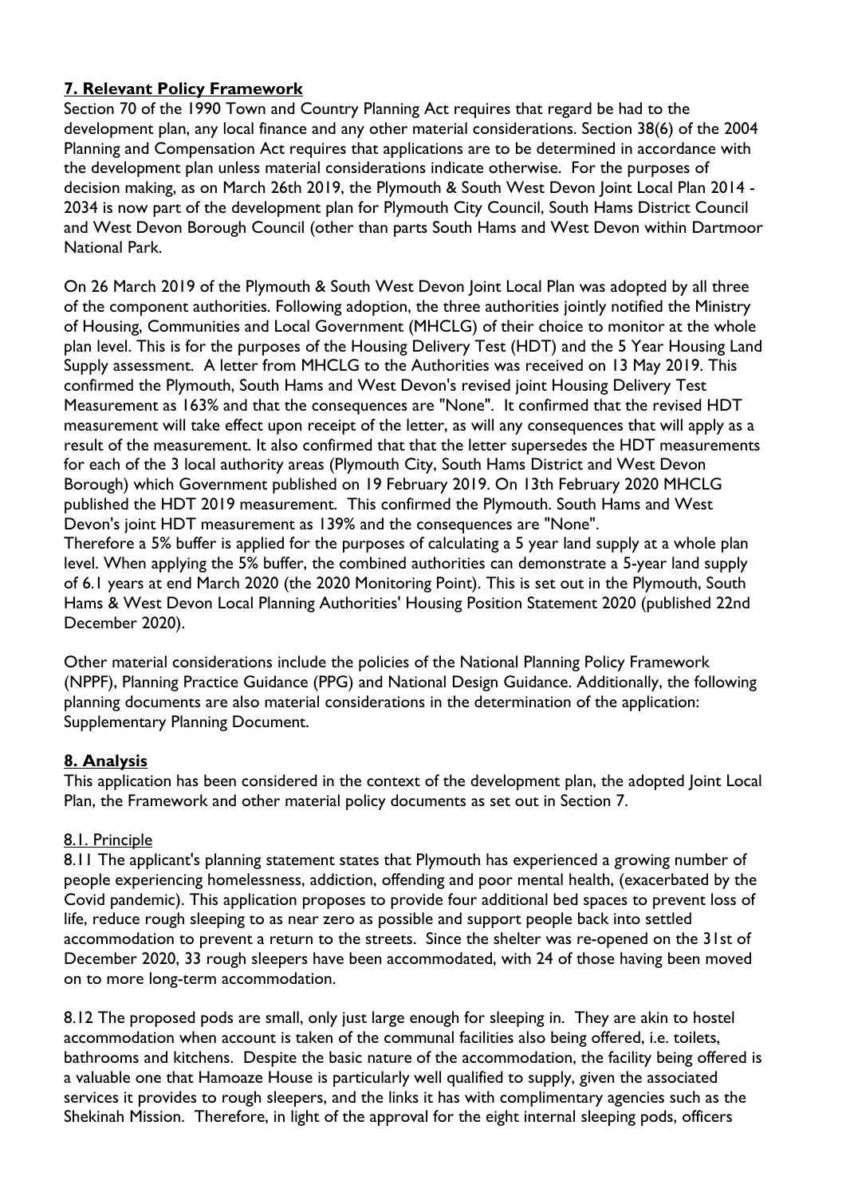## **7. Relevant Policy Framework**

Section 70 of the 1990 Town and Country Planning Act requires that regard be had to the development plan, any local finance and any other material considerations. Section 38(6) of the 2004 Planning and Compensation Act requires that applications are to be determined in accordance with the development plan unless material considerations indicate otherwise. For the purposes of decision making, as on March 26th 2019, the Plymouth & South West Devon Joint Local Plan 2014 - 2034 is now part of the development plan for Plymouth City Council, South Hams District Council and West Devon Borough Council (other than parts South Hams and West Devon within Dartmoor National Park.

On 26 March 2019 of the Plymouth & South West Devon Joint Local Plan was adopted by all three of the component authorities. Following adoption, the three authorities jointly notified the Ministry of Housing, Communities and Local Government (MHCLG) of their choice to monitor at the whole plan level. This is for the purposes of the Housing Delivery Test (HDT) and the 5 Year Housing Land Supply assessment. A letter from MHCLG to the Authorities was received on 13 May 2019. This confirmed the Plymouth, South Hams and West Devon's revised joint Housing Delivery Test Measurement as 163% and that the consequences are "None". It confirmed that the revised HDT measurement will take effect upon receipt of the letter, as will any consequences that will apply as a result of the measurement. It also confirmed that that the letter supersedes the HDT measurements for each of the 3 local authority areas (Plymouth City, South Hams District and West Devon Borough) which Government published on 19 February 2019. On 13th February 2020 MHCLG published the HDT 2019 measurement. This confirmed the Plymouth. South Hams and West Devon's joint HDT measurement as 139% and the consequences are "None".
Therefore a 5% buffer is applied for the purposes of calculating a 5 year land supply at a whole plan level. When applying the 5% buffer, the combined authorities can demonstrate a 5-year land supply of 6.1 years at end March 2020 (the 2020 Monitoring Point). This is set out in the Plymouth, South Hams & West Devon Local Planning Authorities' Housing Position Statement 2020 (published 22nd December 2020).

Other material considerations include the policies of the National Planning Policy Framework (NPPF), Planning Practice Guidance (PPG) and National Design Guidance. Additionally, the following planning documents are also material considerations in the determination of the application: Supplementary Planning Document.

## **8. Analysis**

This application has been considered in the context of the development plan, the adopted Joint Local Plan, the Framework and other material policy documents as set out in Section 7.

### 8.1. Principle

8.11 The applicant's planning statement states that Plymouth has experienced a growing number of people experiencing homelessness, addiction, offending and poor mental health, (exacerbated by the Covid pandemic). This application proposes to provide four additional bed spaces to prevent loss of life, reduce rough sleeping to as near zero as possible and support people back into settled accommodation to prevent a return to the streets. Since the shelter was re-opened on the 31st of December 2020, 33 rough sleepers have been accommodated, with 24 of those having been moved on to more long-term accommodation.

8.12 The proposed pods are small, only just large enough for sleeping in. They are akin to hostel accommodation when account is taken of the communal facilities also being offered, i.e. toilets, bathrooms and kitchens. Despite the basic nature of the accommodation, the facility being offered is a valuable one that Hamoaze House is particularly well qualified to supply, given the associated services it provides to rough sleepers, and the links it has with complimentary agencies such as the Shekinah Mission. Therefore, in light of the approval for the eight internal sleeping pods, officers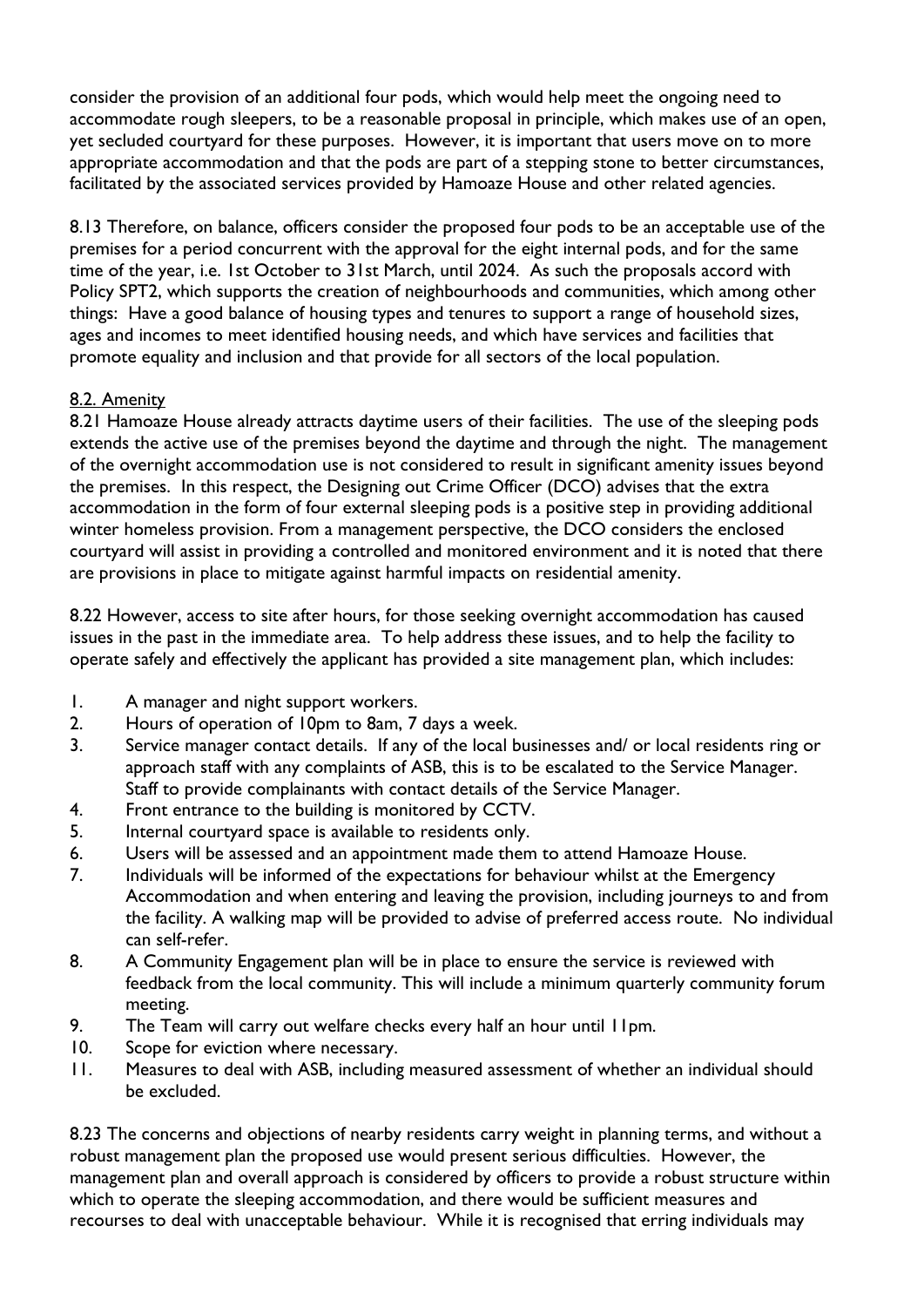consider the provision of an additional four pods, which would help meet the ongoing need to accommodate rough sleepers, to be a reasonable proposal in principle, which makes use of an open, yet secluded courtyard for these purposes. However, it is important that users move on to more appropriate accommodation and that the pods are part of a stepping stone to better circumstances, facilitated by the associated services provided by Hamoaze House and other related agencies.

8.13 Therefore, on balance, officers consider the proposed four pods to be an acceptable use of the premises for a period concurrent with the approval for the eight internal pods, and for the same time of the year, i.e. 1st October to 31st March, until 2024. As such the proposals accord with Policy SPT2, which supports the creation of neighbourhoods and communities, which among other things: Have a good balance of housing types and tenures to support a range of household sizes, ages and incomes to meet identified housing needs, and which have services and facilities that promote equality and inclusion and that provide for all sectors of the local population.

## 8.2. Amenity

8.21 Hamoaze House already attracts daytime users of their facilities. The use of the sleeping pods extends the active use of the premises beyond the daytime and through the night. The management of the overnight accommodation use is not considered to result in significant amenity issues beyond the premises. In this respect, the Designing out Crime Officer (DCO) advises that the extra accommodation in the form of four external sleeping pods is a positive step in providing additional winter homeless provision. From a management perspective, the DCO considers the enclosed courtyard will assist in providing a controlled and monitored environment and it is noted that there are provisions in place to mitigate against harmful impacts on residential amenity.

8.22 However, access to site after hours, for those seeking overnight accommodation has caused issues in the past in the immediate area. To help address these issues, and to help the facility to operate safely and effectively the applicant has provided a site management plan, which includes:

1. A manager and night support workers.
2. Hours of operation of 10pm to 8am, 7 days a week.
3. Service manager contact details. If any of the local businesses and/ or local residents ring or approach staff with any complaints of ASB, this is to be escalated to the Service Manager. Staff to provide complainants with contact details of the Service Manager.
4. Front entrance to the building is monitored by CCTV.
5. Internal courtyard space is available to residents only.
6. Users will be assessed and an appointment made them to attend Hamoaze House.
7. Individuals will be informed of the expectations for behaviour whilst at the Emergency Accommodation and when entering and leaving the provision, including journeys to and from the facility. A walking map will be provided to advise of preferred access route. No individual can self-refer.
8. A Community Engagement plan will be in place to ensure the service is reviewed with feedback from the local community. This will include a minimum quarterly community forum meeting.
9. The Team will carry out welfare checks every half an hour until 11pm.
10. Scope for eviction where necessary.
11. Measures to deal with ASB, including measured assessment of whether an individual should be excluded.

8.23 The concerns and objections of nearby residents carry weight in planning terms, and without a robust management plan the proposed use would present serious difficulties. However, the management plan and overall approach is considered by officers to provide a robust structure within which to operate the sleeping accommodation, and there would be sufficient measures and recourses to deal with unacceptable behaviour. While it is recognised that erring individuals may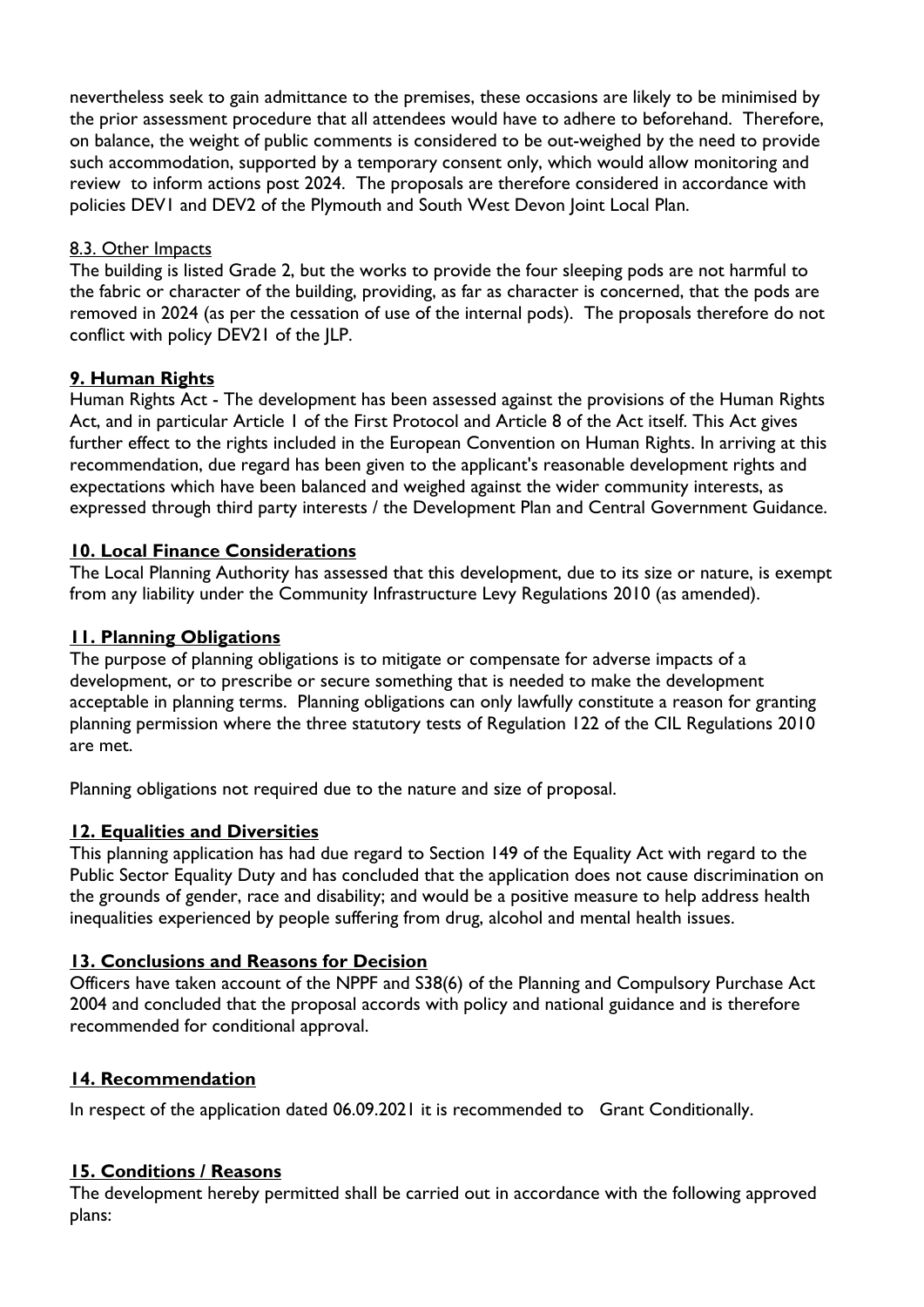nevertheless seek to gain admittance to the premises, these occasions are likely to be minimised by the prior assessment procedure that all attendees would have to adhere to beforehand. Therefore, on balance, the weight of public comments is considered to be out-weighed by the need to provide such accommodation, supported by a temporary consent only, which would allow monitoring and review to inform actions post 2024. The proposals are therefore considered in accordance with policies DEV1 and DEV2 of the Plymouth and South West Devon Joint Local Plan.

8.3. Other Impacts

The building is listed Grade 2, but the works to provide the four sleeping pods are not harmful to the fabric or character of the building, providing, as far as character is concerned, that the pods are removed in 2024 (as per the cessation of use of the internal pods). The proposals therefore do not conflict with policy DEV21 of the JLP.

## 9. Human Rights

Human Rights Act - The development has been assessed against the provisions of the Human Rights Act, and in particular Article 1 of the First Protocol and Article 8 of the Act itself. This Act gives further effect to the rights included in the European Convention on Human Rights. In arriving at this recommendation, due regard has been given to the applicant's reasonable development rights and expectations which have been balanced and weighed against the wider community interests, as expressed through third party interests / the Development Plan and Central Government Guidance.

## 10. Local Finance Considerations

The Local Planning Authority has assessed that this development, due to its size or nature, is exempt from any liability under the Community Infrastructure Levy Regulations 2010 (as amended).

## 11. Planning Obligations

The purpose of planning obligations is to mitigate or compensate for adverse impacts of a development, or to prescribe or secure something that is needed to make the development acceptable in planning terms. Planning obligations can only lawfully constitute a reason for granting planning permission where the three statutory tests of Regulation 122 of the CIL Regulations 2010 are met.

Planning obligations not required due to the nature and size of proposal.

## 12. Equalities and Diversities

This planning application has had due regard to Section 149 of the Equality Act with regard to the Public Sector Equality Duty and has concluded that the application does not cause discrimination on the grounds of gender, race and disability; and would be a positive measure to help address health inequalities experienced by people suffering from drug, alcohol and mental health issues.

## 13. Conclusions and Reasons for Decision

Officers have taken account of the NPPF and S38(6) of the Planning and Compulsory Purchase Act 2004 and concluded that the proposal accords with policy and national guidance and is therefore recommended for conditional approval.

## 14. Recommendation

In respect of the application dated 06.09.2021 it is recommended to Grant Conditionally.

## 15. Conditions / Reasons

The development hereby permitted shall be carried out in accordance with the following approved plans: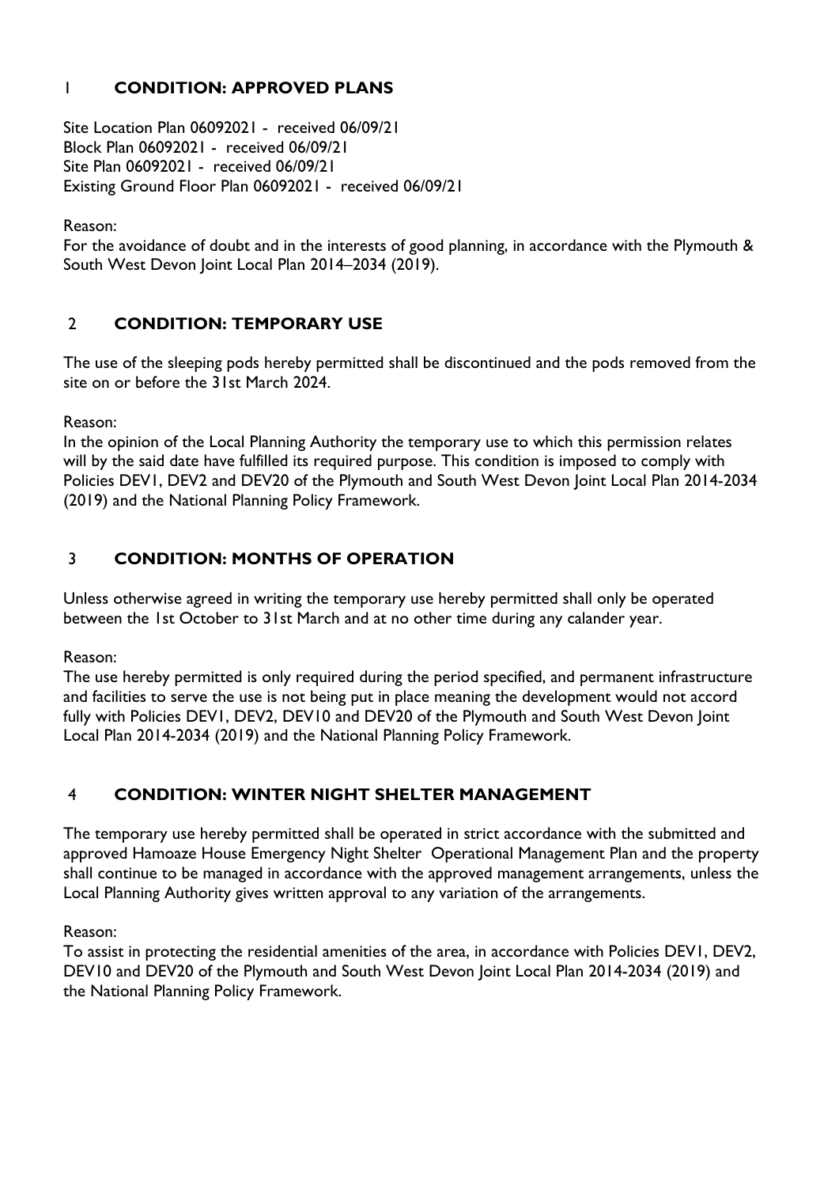## 1 CONDITION: APPROVED PLANS

Site Location Plan 06092021 - received 06/09/21
Block Plan 06092021 - received 06/09/21
Site Plan 06092021 - received 06/09/21
Existing Ground Floor Plan 06092021 - received 06/09/21

Reason:
For the avoidance of doubt and in the interests of good planning, in accordance with the Plymouth & South West Devon Joint Local Plan 2014–2034 (2019).

## 2 CONDITION: TEMPORARY USE

The use of the sleeping pods hereby permitted shall be discontinued and the pods removed from the site on or before the 31st March 2024.

Reason:
In the opinion of the Local Planning Authority the temporary use to which this permission relates will by the said date have fulfilled its required purpose. This condition is imposed to comply with Policies DEV1, DEV2 and DEV20 of the Plymouth and South West Devon Joint Local Plan 2014-2034 (2019) and the National Planning Policy Framework.

## 3 CONDITION: MONTHS OF OPERATION

Unless otherwise agreed in writing the temporary use hereby permitted shall only be operated between the 1st October to 31st March and at no other time during any calander year.

Reason:
The use hereby permitted is only required during the period specified, and permanent infrastructure and facilities to serve the use is not being put in place meaning the development would not accord fully with Policies DEV1, DEV2, DEV10 and DEV20 of the Plymouth and South West Devon Joint Local Plan 2014-2034 (2019) and the National Planning Policy Framework.

## 4 CONDITION: WINTER NIGHT SHELTER MANAGEMENT

The temporary use hereby permitted shall be operated in strict accordance with the submitted and approved Hamoaze House Emergency Night Shelter Operational Management Plan and the property shall continue to be managed in accordance with the approved management arrangements, unless the Local Planning Authority gives written approval to any variation of the arrangements.

Reason:
To assist in protecting the residential amenities of the area, in accordance with Policies DEV1, DEV2, DEV10 and DEV20 of the Plymouth and South West Devon Joint Local Plan 2014-2034 (2019) and the National Planning Policy Framework.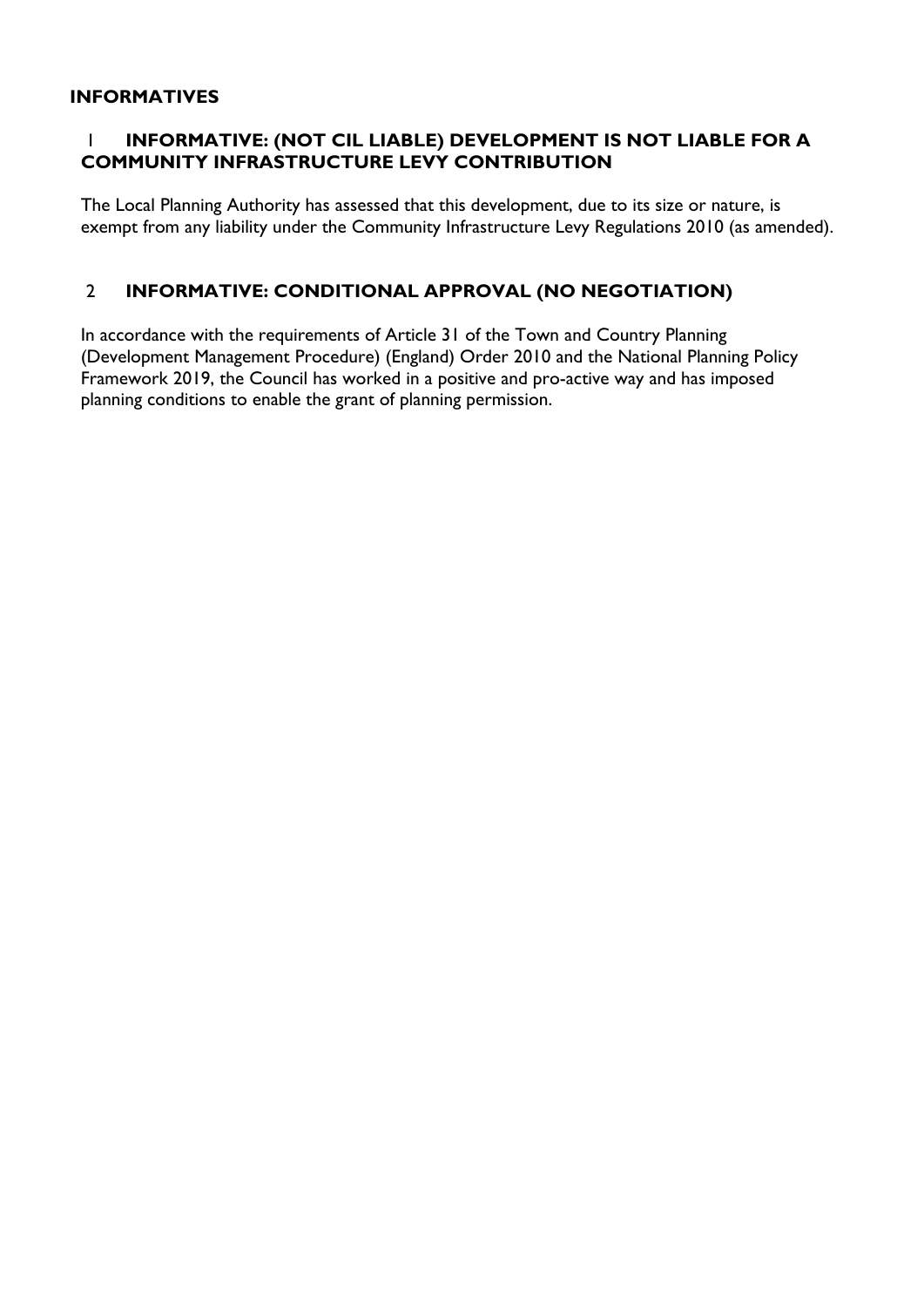## INFORMATIVES

### 1 INFORMATIVE: (NOT CIL LIABLE) DEVELOPMENT IS NOT LIABLE FOR A COMMUNITY INFRASTRUCTURE LEVY CONTRIBUTION

The Local Planning Authority has assessed that this development, due to its size or nature, is exempt from any liability under the Community Infrastructure Levy Regulations 2010 (as amended).

### 2 INFORMATIVE: CONDITIONAL APPROVAL (NO NEGOTIATION)

In accordance with the requirements of Article 31 of the Town and Country Planning (Development Management Procedure) (England) Order 2010 and the National Planning Policy Framework 2019, the Council has worked in a positive and pro-active way and has imposed planning conditions to enable the grant of planning permission.